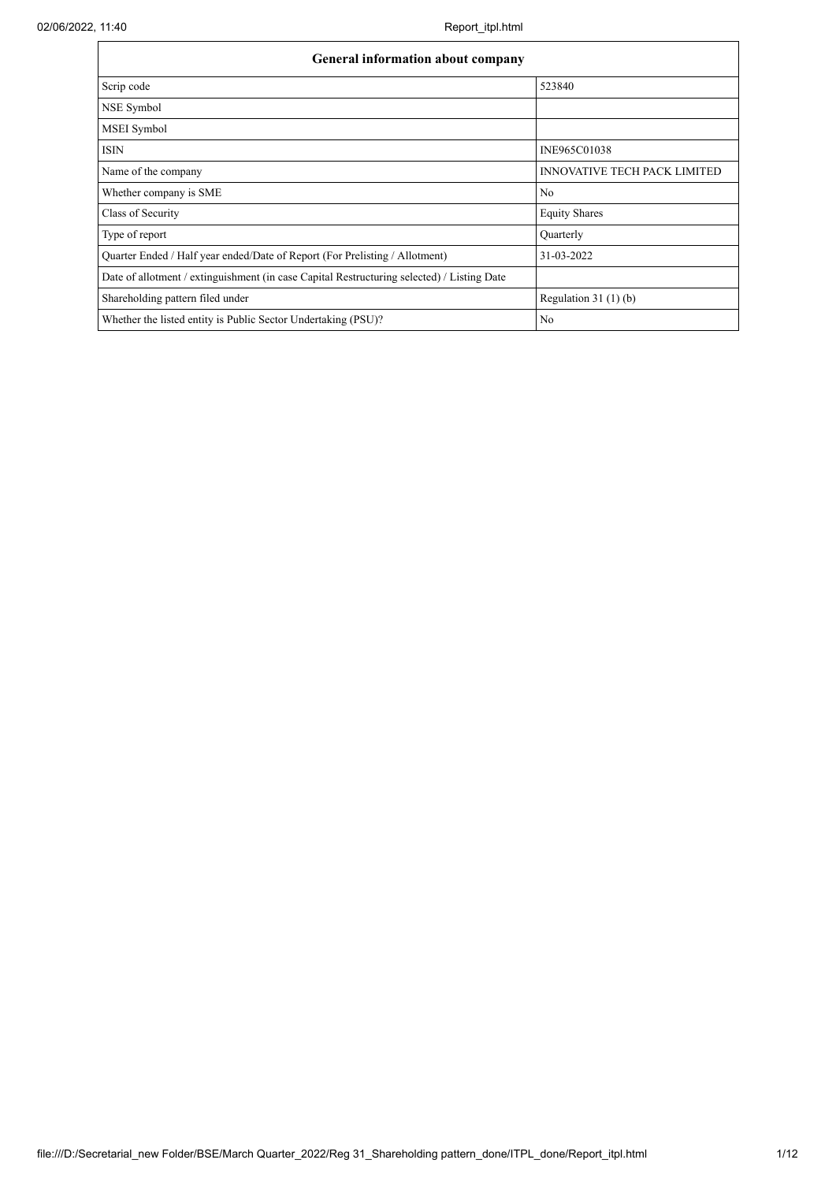| General information about company | |
|---|---|
| Scrip code | 523840 |
| NSE Symbol | |
| MSEI Symbol | |
| ISIN | INE965C01038 |
| Name of the company | INNOVATIVE TECH PACK LIMITED |
| Whether company is SME | No |
| Class of Security | Equity Shares |
| Type of report | Quarterly |
| Quarter Ended / Half year ended/Date of Report (For Prelisting / Allotment) | 31-03-2022 |
| Date of allotment / extinguishment (in case Capital Restructuring selected) / Listing Date | |
| Shareholding pattern filed under | Regulation 31 (1) (b) |
| Whether the listed entity is Public Sector Undertaking (PSU)? | No |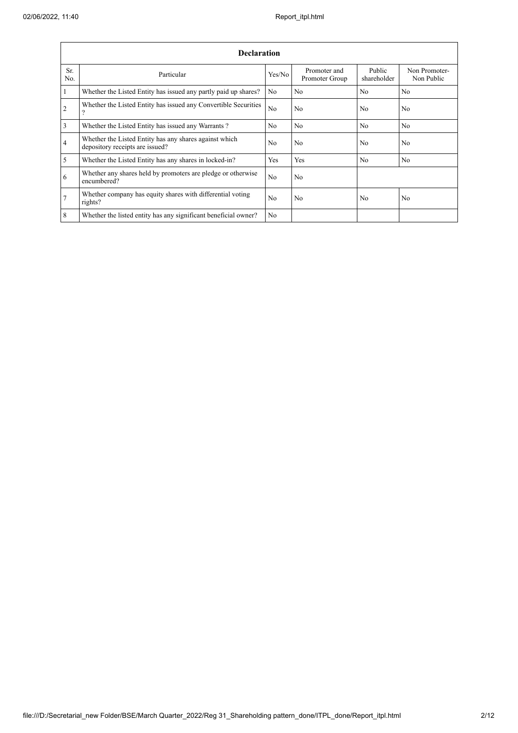| Declaration | | | | | |
|---|---|---|---|---|---|
| Sr. No. | Particular | Yes/No | Promoter and Promoter Group | Public shareholder | Non Promoter- Non Public |
| 1 | Whether the Listed Entity has issued any partly paid up shares? | No | No | No | No |
| 2 | Whether the Listed Entity has issued any Convertible Securities ? | No | No | No | No |
| 3 | Whether the Listed Entity has issued any Warrants ? | No | No | No | No |
| 4 | Whether the Listed Entity has any shares against which depository receipts are issued? | No | No | No | No |
| 5 | Whether the Listed Entity has any shares in locked-in? | Yes | Yes | No | No |
| 6 | Whether any shares held by promoters are pledge or otherwise encumbered? | No | No | | |
| 7 | Whether company has equity shares with differential voting rights? | No | No | No | No |
| 8 | Whether the listed entity has any significant beneficial owner? | No | | | |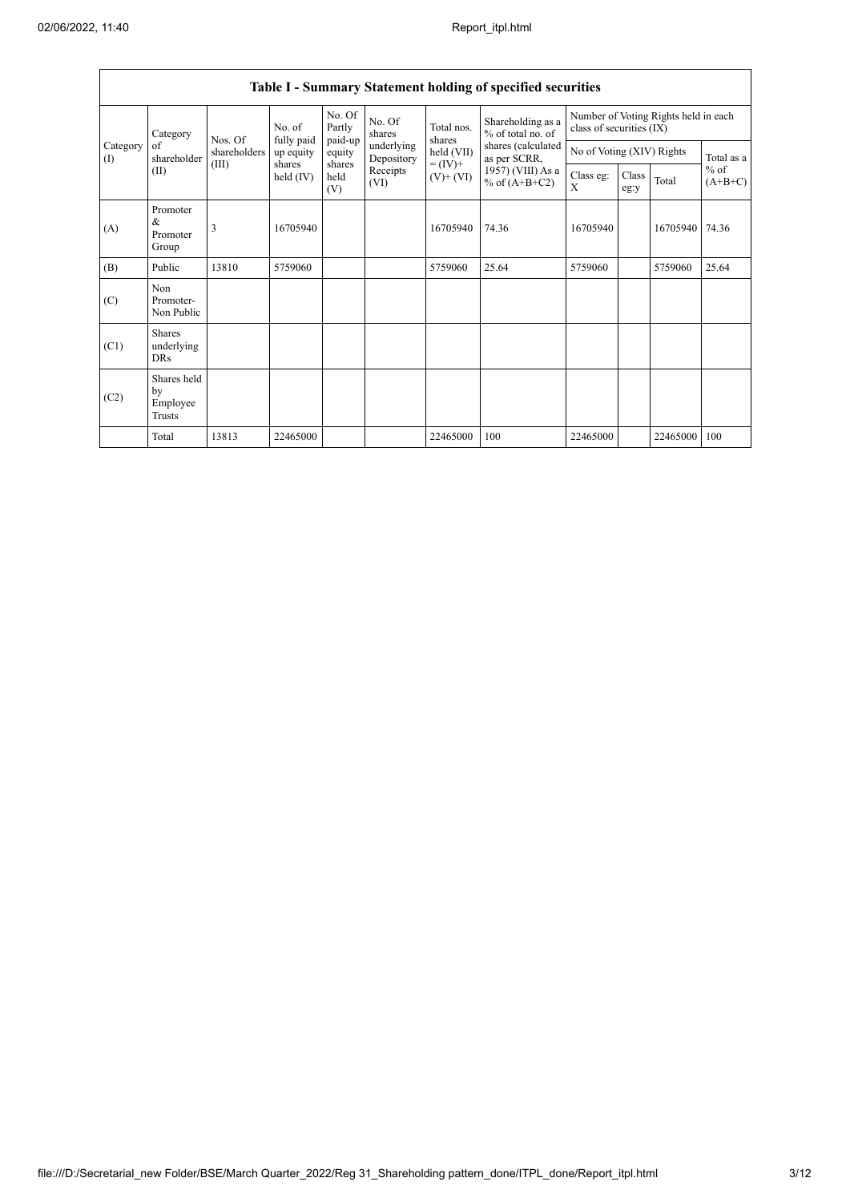## Table I - Summary Statement holding of specified securities

| Category (I) | Category of shareholder (II) | Nos. Of shareholders (III) | No. of fully paid up equity shares held (IV) | No. Of Partly paid-up equity shares held (V) | No. Of shares underlying Depository Receipts (VI) | Total nos. shares held (VII) = (IV)+ (V)+ (VI) | Shareholding as a % of total no. of shares (calculated as per SCRR, 1957) (VIII) As a % of (A+B+C2) | Number of Voting Rights held in each class of securities (IX) | | | |
|---|---|---|---|---|---|---|---|---|---|---|---|
| | | | | | | | | No of Voting (XIV) Rights | | | Total as a % of (A+B+C) |
| | | | | | | | | Class eg: X | Class eg:y | Total | |
| (A) | Promoter & Promoter Group | 3 | 16705940 | | | 16705940 | 74.36 | 16705940 | | 16705940 | 74.36 |
| (B) | Public | 13810 | 5759060 | | | 5759060 | 25.64 | 5759060 | | 5759060 | 25.64 |
| (C) | Non Promoter- Non Public | | | | | | | | | | |
| (C1) | Shares underlying DRs | | | | | | | | | | |
| (C2) | Shares held by Employee Trusts | | | | | | | | | | |
| | Total | 13813 | 22465000 | | | 22465000 | 100 | 22465000 | | 22465000 | 100 |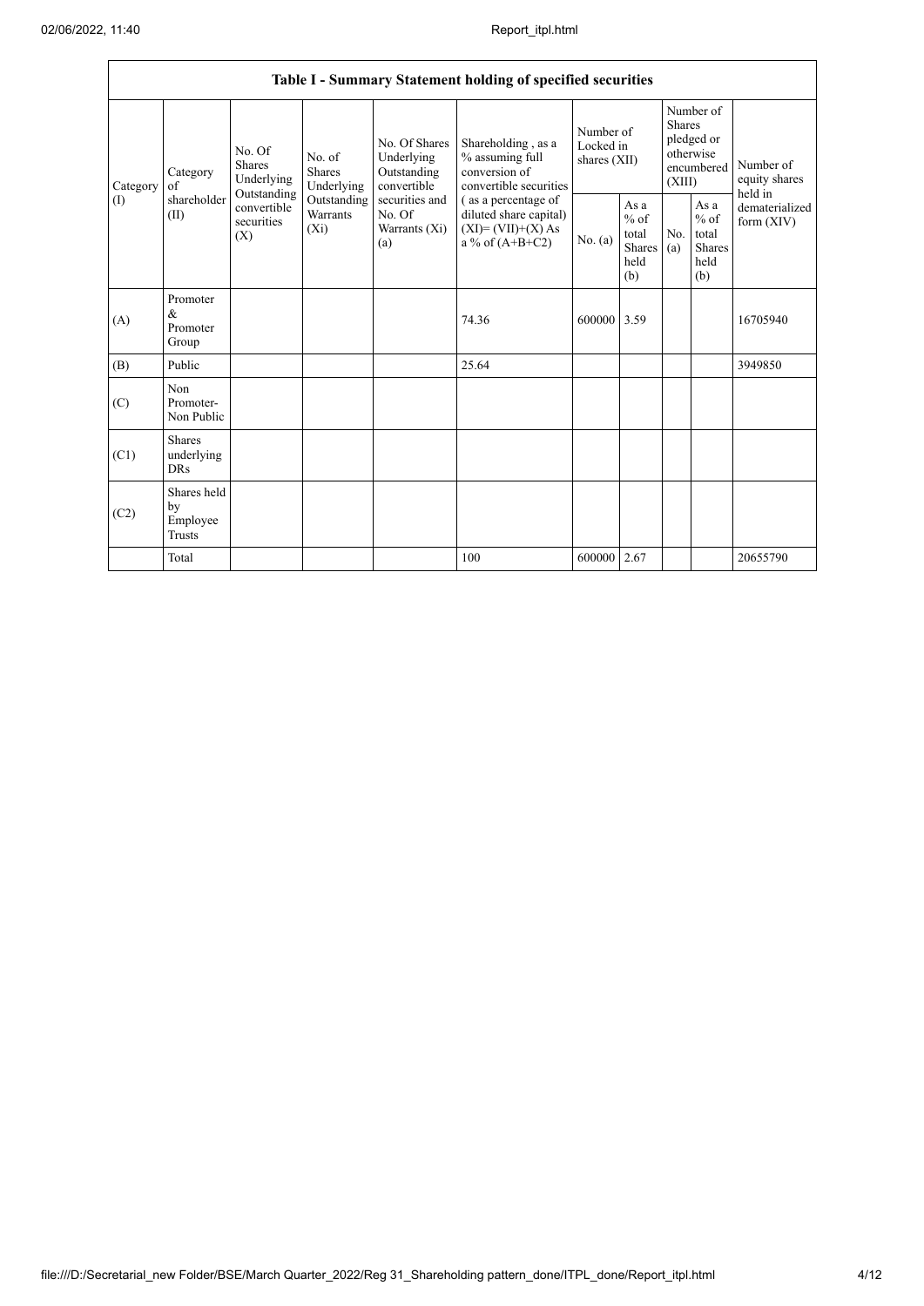| Table I - Summary Statement holding of specified securities | | | | | | | | | | | |
|---|---|---|---|---|---|---|---|---|---|---|---|
| Category (I) | Category of shareholder (II) | No. Of Shares Underlying Outstanding convertible securities (X) | No. of Shares Underlying Outstanding Warrants (Xi) | No. Of Shares Underlying Outstanding convertible securities and No. Of Warrants (Xi) (a) | Shareholding , as a % assuming full conversion of convertible securities ( as a percentage of diluted share capital) (XI)= (VII)+(X) As a % of (A+B+C2) | Number of Locked in shares (XII) | | Number of Shares pledged or otherwise encumbered (XIII) | | Number of equity shares held in dematerialized form (XIV) |
| | | | | | | No. (a) | As a % of total Shares held (b) | No. (a) | As a % of total Shares held (b) | |
| (A) | Promoter & Promoter Group | | | | 74.36 | 600000 | 3.59 | | | 16705940 |
| (B) | Public | | | | 25.64 | | | | | 3949850 |
| (C) | Non Promoter- Non Public | | | | | | | | | |
| (C1) | Shares underlying DRs | | | | | | | | | |
| (C2) | Shares held by Employee Trusts | | | | | | | | | |
| | Total | | | | 100 | 600000 | 2.67 | | | 20655790 |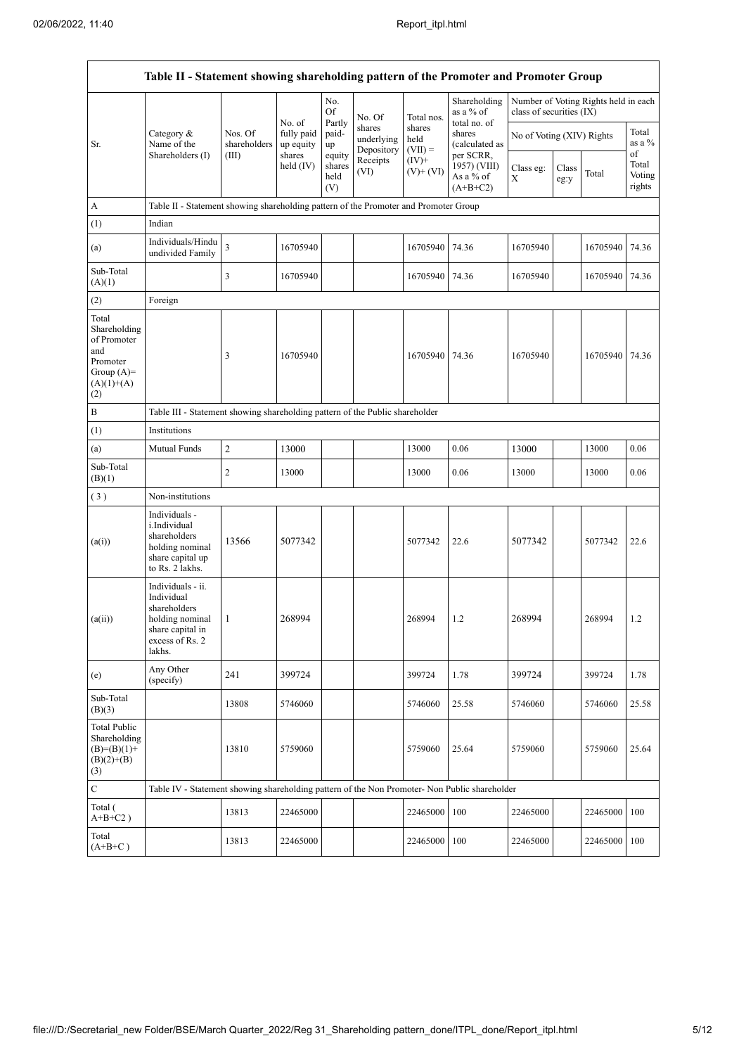| Table II - Statement showing shareholding pattern of the Promoter and Promoter Group | | | | | | | | | | | |
|---|---|---|---|---|---|---|---|---|---|---|---|
| Sr. | Category & Name of the Shareholders (I) | Nos. Of shareholders (III) | No. of fully paid up equity shares held (IV) | No. Of Partly paid-up equity shares held (V) | No. Of shares underlying Depository Receipts (VI) | Total nos. shares held (VII) = (IV)+ (V)+ (VI) | Shareholding as a % of total no. of shares (calculated as per SCRR, 1957) (VIII) As a % of (A+B+C2) | Number of Voting Rights held in each class of securities (IX) | | | |
| | | | | | | | | No of Voting (XIV) Rights | | | Total as a % of Total Voting rights |
| | | | | | | | | Class eg: X | Class eg:y | Total | |
| A | Table II - Statement showing shareholding pattern of the Promoter and Promoter Group | | | | | | | | | | |
| (1) | Indian | | | | | | | | | | |
| (a) | Individuals/Hindu undivided Family | 3 | 16705940 | | | 16705940 | 74.36 | 16705940 | | 16705940 | 74.36 |
| Sub-Total (A)(1) | | 3 | 16705940 | | | 16705940 | 74.36 | 16705940 | | 16705940 | 74.36 |
| (2) | Foreign | | | | | | | | | | |
| Total Shareholding of Promoter and Promoter Group (A)=(A)(1)+(A)(2) | | 3 | 16705940 | | | 16705940 | 74.36 | 16705940 | | 16705940 | 74.36 |
| B | Table III - Statement showing shareholding pattern of the Public shareholder | | | | | | | | | | |
| (1) | Institutions | | | | | | | | | | |
| (a) | Mutual Funds | 2 | 13000 | | | 13000 | 0.06 | 13000 | | 13000 | 0.06 |
| Sub-Total (B)(1) | | 2 | 13000 | | | 13000 | 0.06 | 13000 | | 13000 | 0.06 |
| (3) | Non-institutions | | | | | | | | | | |
| (a(i)) | Individuals - i.Individual shareholders holding nominal share capital up to Rs. 2 lakhs. | 13566 | 5077342 | | | 5077342 | 22.6 | 5077342 | | 5077342 | 22.6 |
| (a(ii)) | Individuals - ii. Individual shareholders holding nominal share capital in excess of Rs. 2 lakhs. | 1 | 268994 | | | 268994 | 1.2 | 268994 | | 268994 | 1.2 |
| (e) | Any Other (specify) | 241 | 399724 | | | 399724 | 1.78 | 399724 | | 399724 | 1.78 |
| Sub-Total (B)(3) | | 13808 | 5746060 | | | 5746060 | 25.58 | 5746060 | | 5746060 | 25.58 |
| Total Public Shareholding (B)=(B)(1)+(B)(2)+(B)(3) | | 13810 | 5759060 | | | 5759060 | 25.64 | 5759060 | | 5759060 | 25.64 |
| C | Table IV - Statement showing shareholding pattern of the Non Promoter- Non Public shareholder | | | | | | | | | | |
| Total ( A+B+C2 ) | | 13813 | 22465000 | | | 22465000 | 100 | 22465000 | | 22465000 | 100 |
| Total (A+B+C ) | | 13813 | 22465000 | | | 22465000 | 100 | 22465000 | | 22465000 | 100 |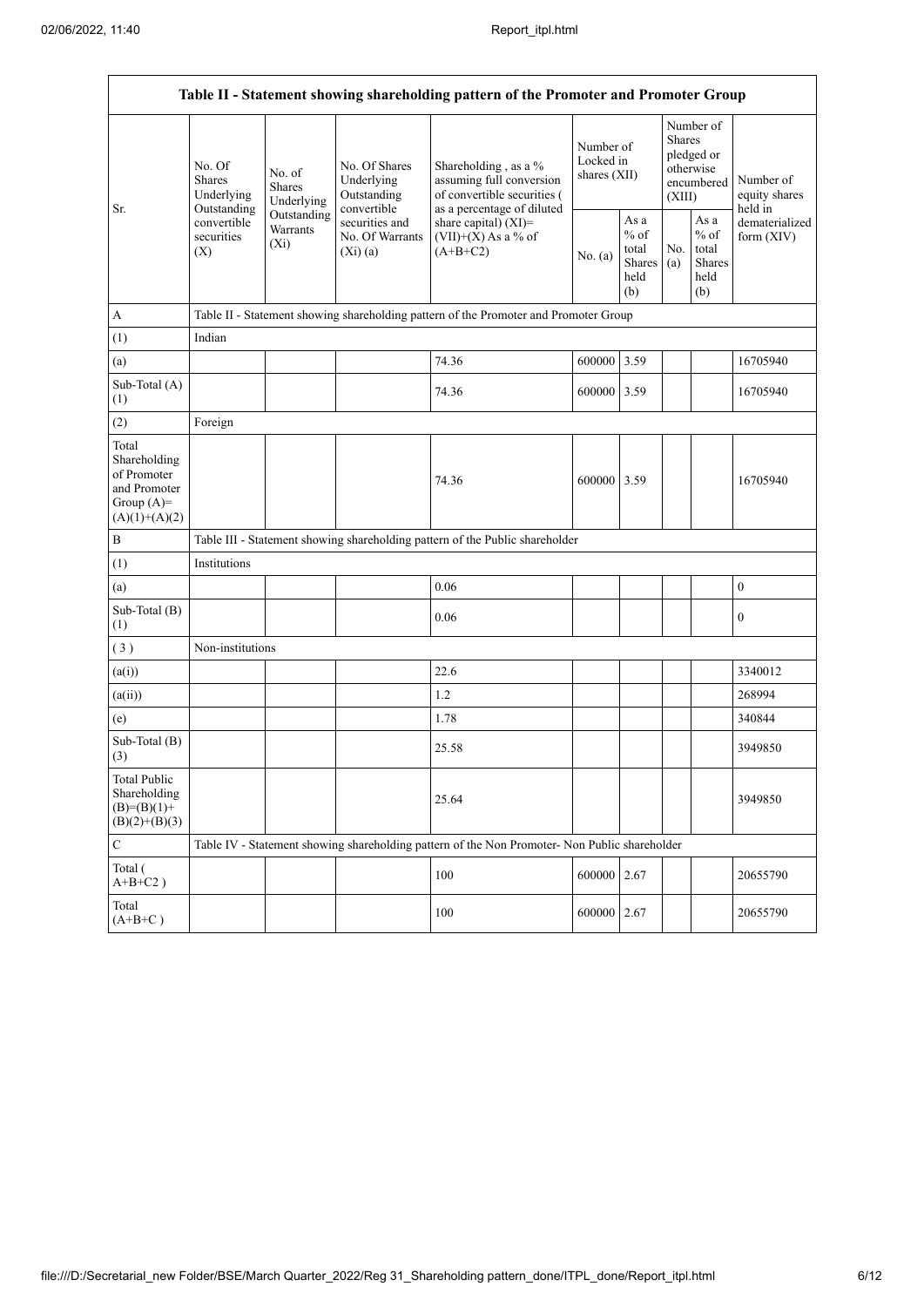| Table II - Statement showing shareholding pattern of the Promoter and Promoter Group | | | | | | | | | |
|---|---|---|---|---|---|---|---|---|---|
| Sr. | No. Of Shares Underlying Outstanding convertible securities (X) | No. of Shares Underlying Outstanding Warrants (Xi) | No. Of Shares Underlying Outstanding convertible securities and No. Of Warrants (Xi) (a) | Shareholding , as a % assuming full conversion of convertible securities ( as a percentage of diluted share capital) (XI)= (VII)+(X) As a % of (A+B+C2) | Number of Locked in shares (XII) | | Number of Shares pledged or otherwise encumbered (XIII) | | Number of equity shares held in dematerialized form (XIV) |
| | | | | | No. (a) | As a % of total Shares held (b) | No. (a) | As a % of total Shares held (b) | |
| A | Table II - Statement showing shareholding pattern of the Promoter and Promoter Group | | | | | | | | |
| (1) | Indian | | | | | | | | |
| (a) | | | | 74.36 | 600000 | 3.59 | | | 16705940 |
| Sub-Total (A) (1) | | | | 74.36 | 600000 | 3.59 | | | 16705940 |
| (2) | Foreign | | | | | | | | |
| Total Shareholding of Promoter and Promoter Group (A)= (A)(1)+(A)(2) | | | | 74.36 | 600000 | 3.59 | | | 16705940 |
| B | Table III - Statement showing shareholding pattern of the Public shareholder | | | | | | | | |
| (1) | Institutions | | | | | | | | |
| (a) | | | | 0.06 | | | | | 0 |
| Sub-Total (B) (1) | | | | 0.06 | | | | | 0 |
| ( 3 ) | Non-institutions | | | | | | | | |
| (a(i)) | | | | 22.6 | | | | | 3340012 |
| (a(ii)) | | | | 1.2 | | | | | 268994 |
| (e) | | | | 1.78 | | | | | 340844 |
| Sub-Total (B) (3) | | | | 25.58 | | | | | 3949850 |
| Total Public Shareholding (B)=(B)(1)+(B)(2)+(B)(3) | | | | 25.64 | | | | | 3949850 |
| C | Table IV - Statement showing shareholding pattern of the Non Promoter- Non Public shareholder | | | | | | | | |
| Total ( A+B+C2 ) | | | | 100 | 600000 | 2.67 | | | 20655790 |
| Total (A+B+C ) | | | | 100 | 600000 | 2.67 | | | 20655790 |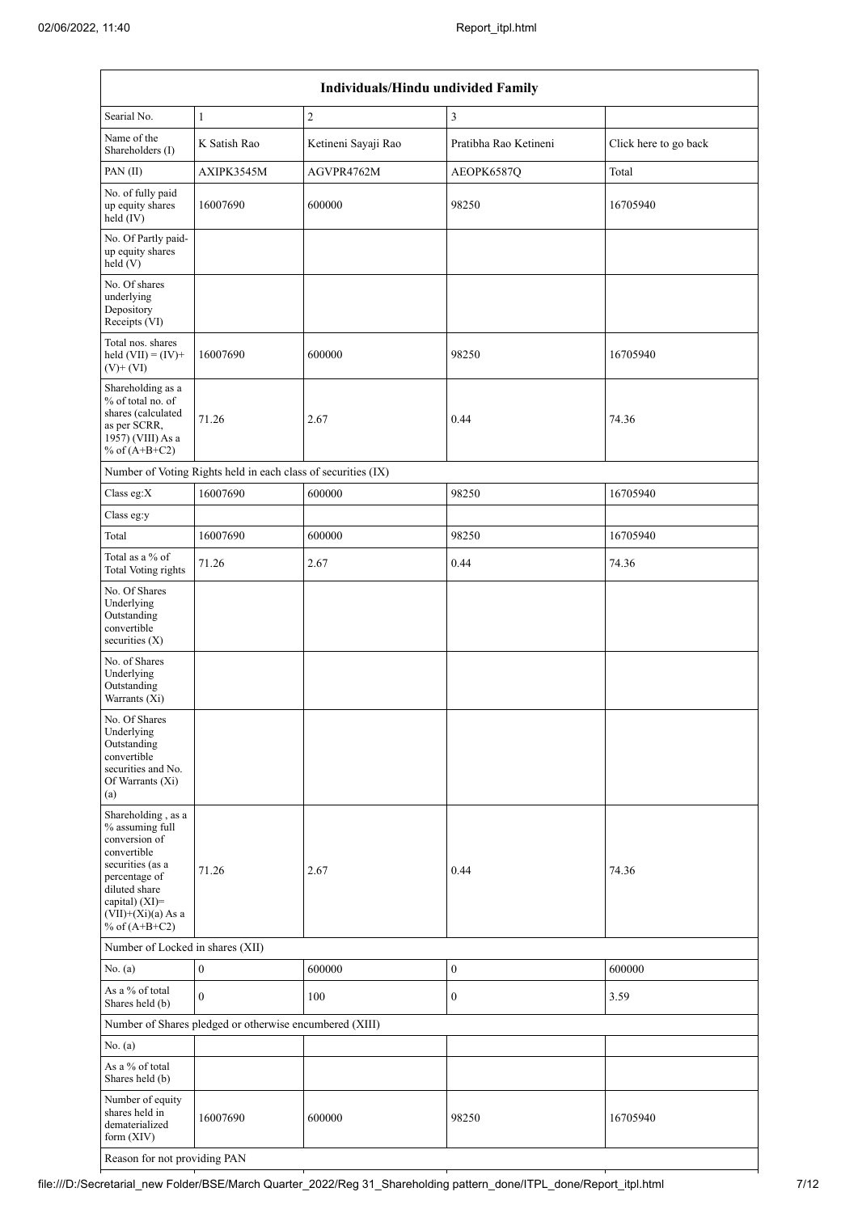| Individuals/Hindu undivided Family | | | | |
|---|---|---|---|---|
| Searial No. | 1 | 2 | 3 | |
| Name of the Shareholders (I) | K Satish Rao | Ketineni Sayaji Rao | Pratibha Rao Ketineni | Click here to go back |
| PAN (II) | AXIPK3545M | AGVPR4762M | AEOPK6587Q | Total |
| No. of fully paid up equity shares held (IV) | 16007690 | 600000 | 98250 | 16705940 |
| No. Of Partly paid-up equity shares held (V) | | | | |
| No. Of shares underlying Depository Receipts (VI) | | | | |
| Total nos. shares held (VII) = (IV)+ (V)+ (VI) | 16007690 | 600000 | 98250 | 16705940 |
| Shareholding as a % of total no. of shares (calculated as per SCRR, 1957) (VIII) As a % of (A+B+C2) | 71.26 | 2.67 | 0.44 | 74.36 |
| Number of Voting Rights held in each class of securities (IX) | | | | |
| Class eg:X | 16007690 | 600000 | 98250 | 16705940 |
| Class eg:y | | | | |
| Total | 16007690 | 600000 | 98250 | 16705940 |
| Total as a % of Total Voting rights | 71.26 | 2.67 | 0.44 | 74.36 |
| No. Of Shares Underlying Outstanding convertible securities (X) | | | | |
| No. of Shares Underlying Outstanding Warrants (Xi) | | | | |
| No. Of Shares Underlying Outstanding convertible securities and No. Of Warrants (Xi) (a) | | | | |
| Shareholding , as a % assuming full conversion of convertible securities (as a percentage of diluted share capital) (XI)= (VII)+(Xi)(a) As a % of (A+B+C2) | 71.26 | 2.67 | 0.44 | 74.36 |
| Number of Locked in shares (XII) | | | | |
| No. (a) | 0 | 600000 | 0 | 600000 |
| As a % of total Shares held (b) | 0 | 100 | 0 | 3.59 |
| Number of Shares pledged or otherwise encumbered (XIII) | | | | |
| No. (a) | | | | |
| As a % of total Shares held (b) | | | | |
| Number of equity shares held in dematerialized form (XIV) | 16007690 | 600000 | 98250 | 16705940 |
| Reason for not providing PAN | | | | |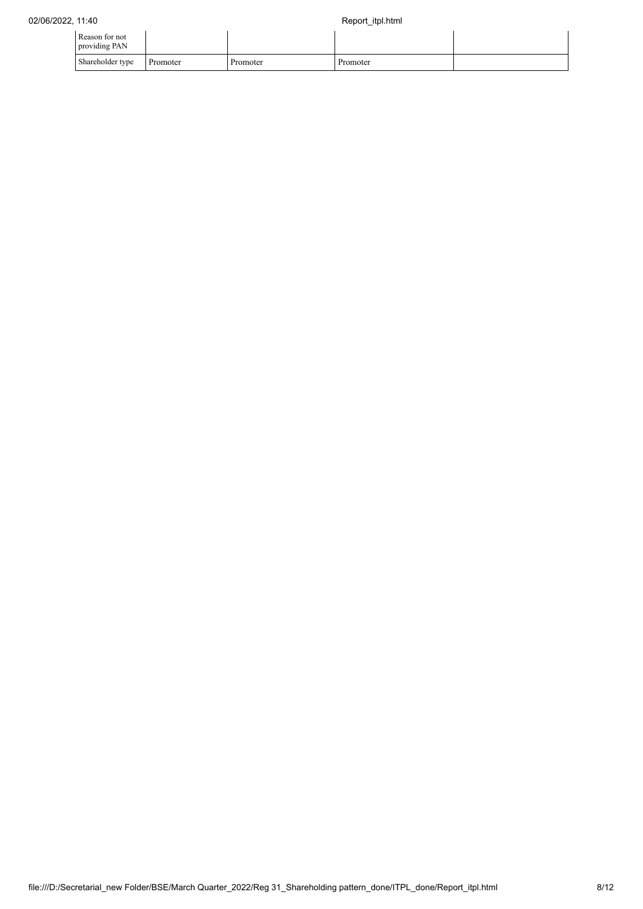| | | | | |
|---|---|---|---|---|
| Reason for not providing PAN | | | | |
| Shareholder type | Promoter | Promoter | Promoter | |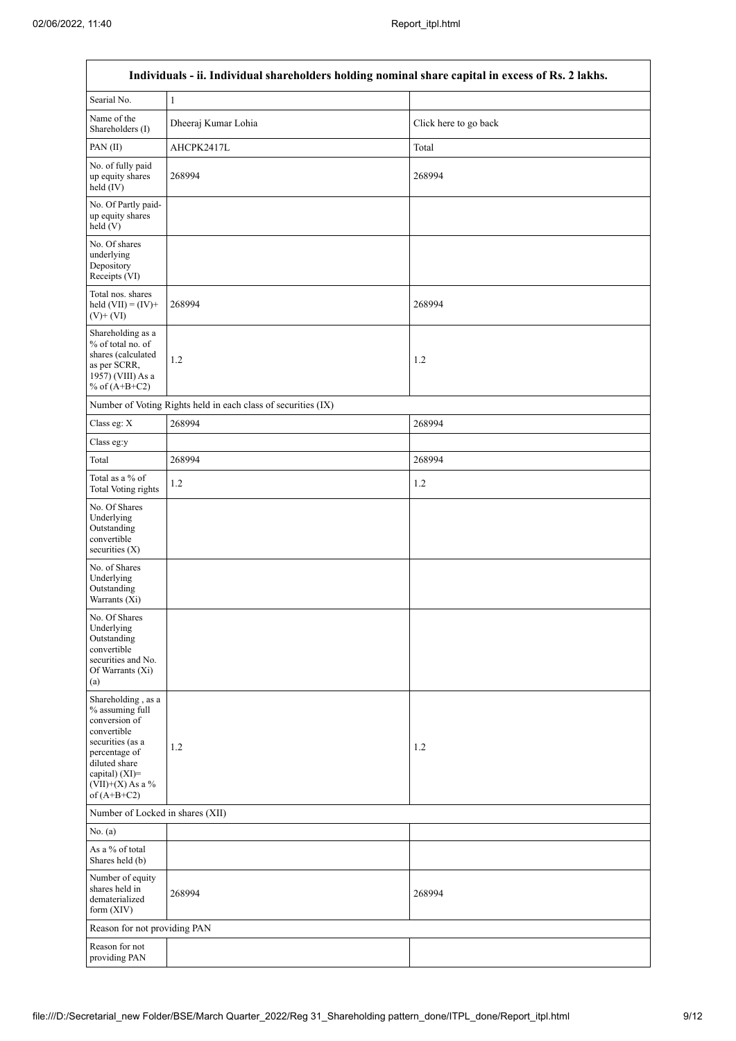| Individuals - ii. Individual shareholders holding nominal share capital in excess of Rs. 2 lakhs. | | |
|---|---|---|
| Searial No. | 1 | |
| Name of the Shareholders (I) | Dheeraj Kumar Lohia | Click here to go back |
| PAN (II) | AHCPK2417L | Total |
| No. of fully paid up equity shares held (IV) | 268994 | 268994 |
| No. Of Partly paid-up equity shares held (V) | | |
| No. Of shares underlying Depository Receipts (VI) | | |
| Total nos. shares held (VII) = (IV)+ (V)+ (VI) | 268994 | 268994 |
| Shareholding as a % of total no. of shares (calculated as per SCRR, 1957) (VIII) As a % of (A+B+C2) | 1.2 | 1.2 |
| Number of Voting Rights held in each class of securities (IX) | | |
| Class eg: X | 268994 | 268994 |
| Class eg:y | | |
| Total | 268994 | 268994 |
| Total as a % of Total Voting rights | 1.2 | 1.2 |
| No. Of Shares Underlying Outstanding convertible securities (X) | | |
| No. of Shares Underlying Outstanding Warrants (Xi) | | |
| No. Of Shares Underlying Outstanding convertible securities and No. Of Warrants (Xi) (a) | | |
| Shareholding , as a % assuming full conversion of convertible securities (as a percentage of diluted share capital) (XI)= (VII)+(X) As a % of (A+B+C2) | 1.2 | 1.2 |
| Number of Locked in shares (XII) | | |
| No. (a) | | |
| As a % of total Shares held (b) | | |
| Number of equity shares held in dematerialized form (XIV) | 268994 | 268994 |
| Reason for not providing PAN | | |
| Reason for not providing PAN | | |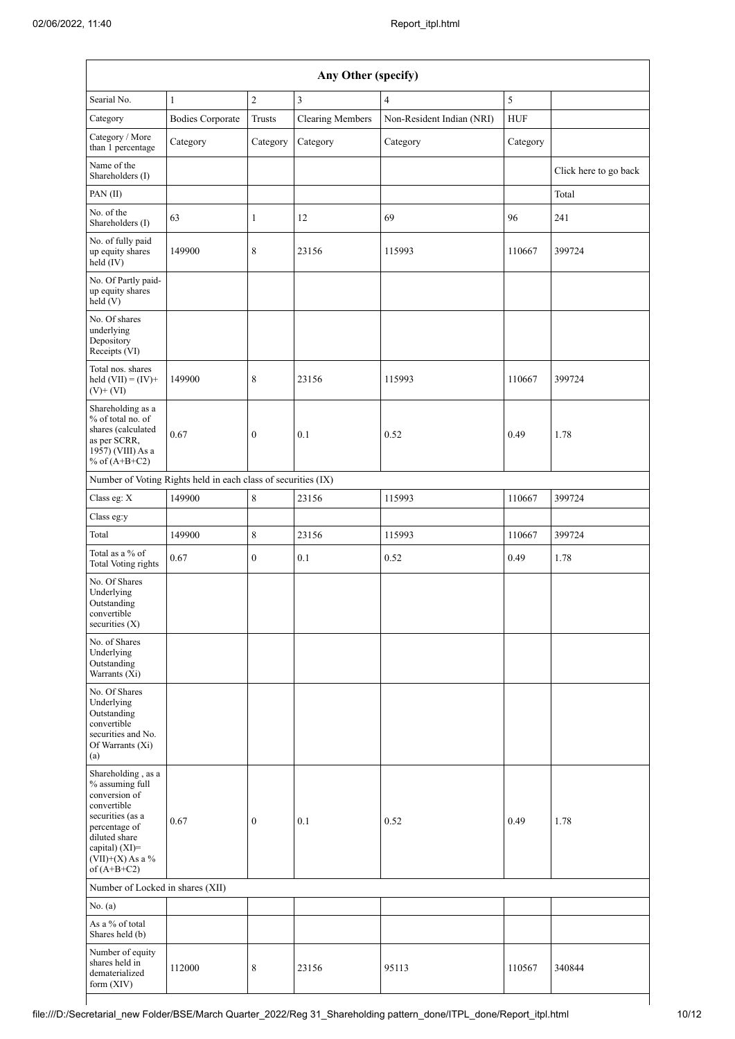| Any Other (specify) | | | | | | |
|---|---|---|---|---|---|---|
| Searial No. | 1 | 2 | 3 | 4 | 5 | |
| Category | Bodies Corporate | Trusts | Clearing Members | Non-Resident Indian (NRI) | HUF | |
| Category / More than 1 percentage | Category | Category | Category | Category | Category | |
| Name of the Shareholders (I) | | | | | | Click here to go back |
| PAN (II) | | | | | | Total |
| No. of the Shareholders (I) | 63 | 1 | 12 | 69 | 96 | 241 |
| No. of fully paid up equity shares held (IV) | 149900 | 8 | 23156 | 115993 | 110667 | 399724 |
| No. Of Partly paid-up equity shares held (V) | | | | | | |
| No. Of shares underlying Depository Receipts (VI) | | | | | | |
| Total nos. shares held (VII) = (IV)+ (V)+ (VI) | 149900 | 8 | 23156 | 115993 | 110667 | 399724 |
| Shareholding as a % of total no. of shares (calculated as per SCRR, 1957) (VIII) As a % of (A+B+C2) | 0.67 | 0 | 0.1 | 0.52 | 0.49 | 1.78 |
| Number of Voting Rights held in each class of securities (IX) | | | | | | |
| Class eg: X | 149900 | 8 | 23156 | 115993 | 110667 | 399724 |
| Class eg:y | | | | | | |
| Total | 149900 | 8 | 23156 | 115993 | 110667 | 399724 |
| Total as a % of Total Voting rights | 0.67 | 0 | 0.1 | 0.52 | 0.49 | 1.78 |
| No. Of Shares Underlying Outstanding convertible securities (X) | | | | | | |
| No. of Shares Underlying Outstanding Warrants (Xi) | | | | | | |
| No. Of Shares Underlying Outstanding convertible securities and No. Of Warrants (Xi) (a) | | | | | | |
| Shareholding , as a % assuming full conversion of convertible securities (as a percentage of diluted share capital) (XI)= (VII)+(X) As a % of (A+B+C2) | 0.67 | 0 | 0.1 | 0.52 | 0.49 | 1.78 |
| Number of Locked in shares (XII) | | | | | | |
| No. (a) | | | | | | |
| As a % of total Shares held (b) | | | | | | |
| Number of equity shares held in dematerialized form (XIV) | 112000 | 8 | 23156 | 95113 | 110567 | 340844 |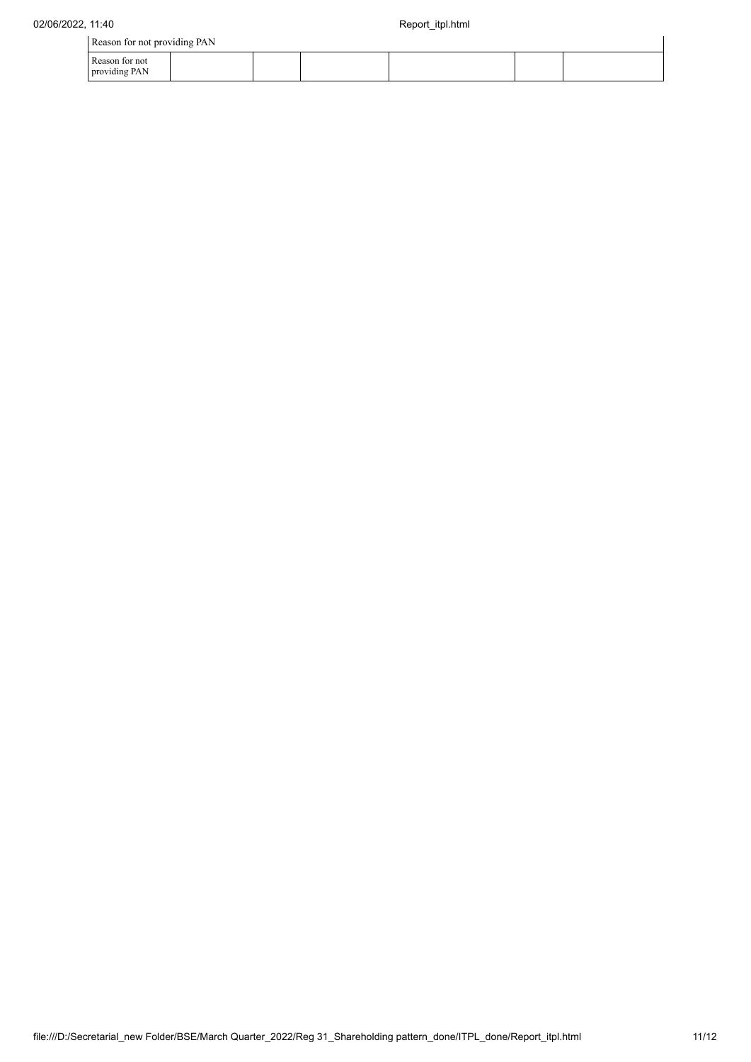| Reason for not providing PAN | | | | | | |
|---|---|---|---|---|---|---|
| Reason for not providing PAN | | | | | | |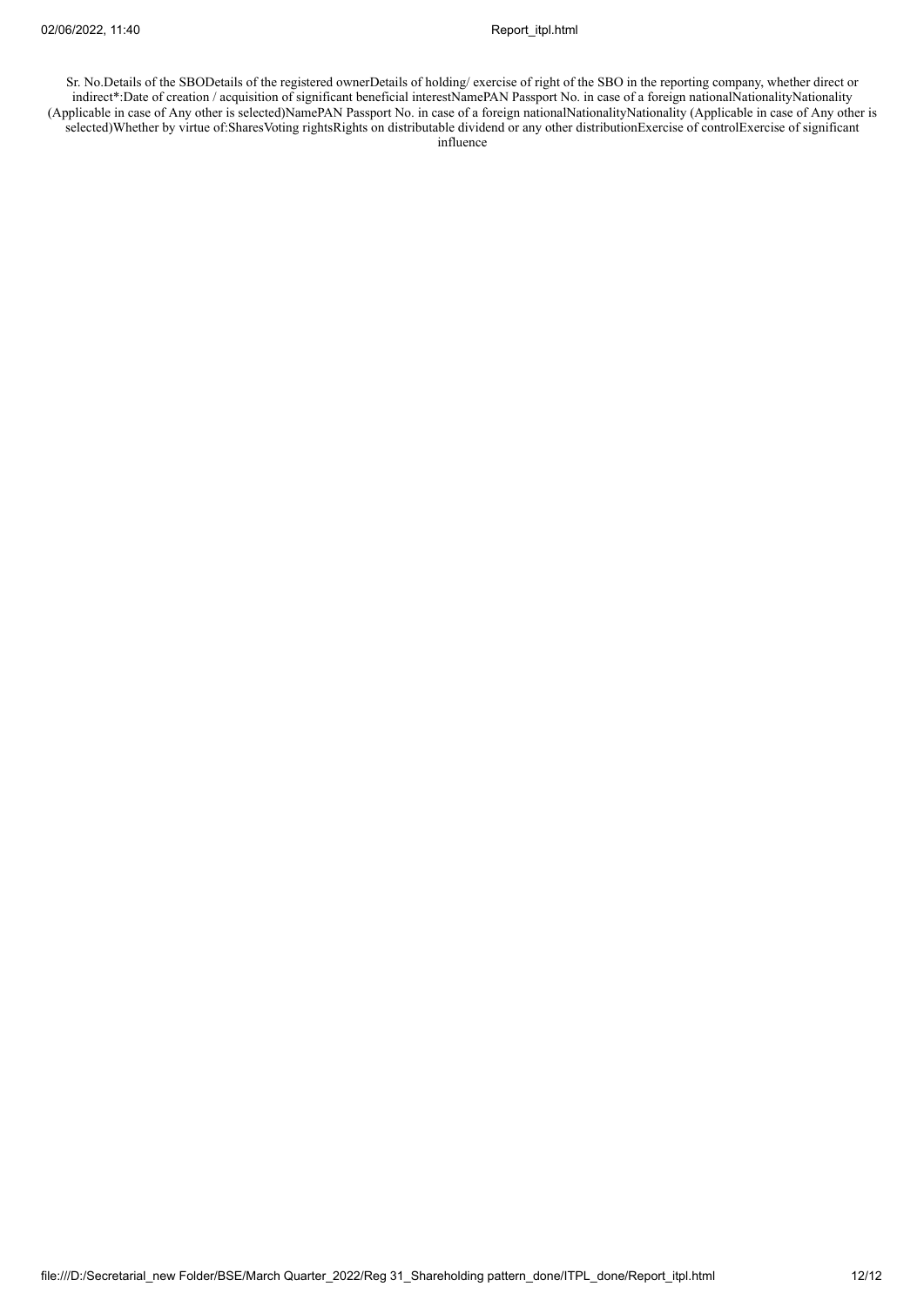Sr. No.Details of the SBODetails of the registered ownerDetails of holding/ exercise of right of the SBO in the reporting company, whether direct or indirect*:Date of creation / acquisition of significant beneficial interestNamePAN Passport No. in case of a foreign nationalNationalityNationality (Applicable in case of Any other is selected)NamePAN Passport No. in case of a foreign nationalNationalityNationality (Applicable in case of Any other is selected)Whether by virtue of:SharesVoting rightsRights on distributable dividend or any other distributionExercise of controlExercise of significant influence